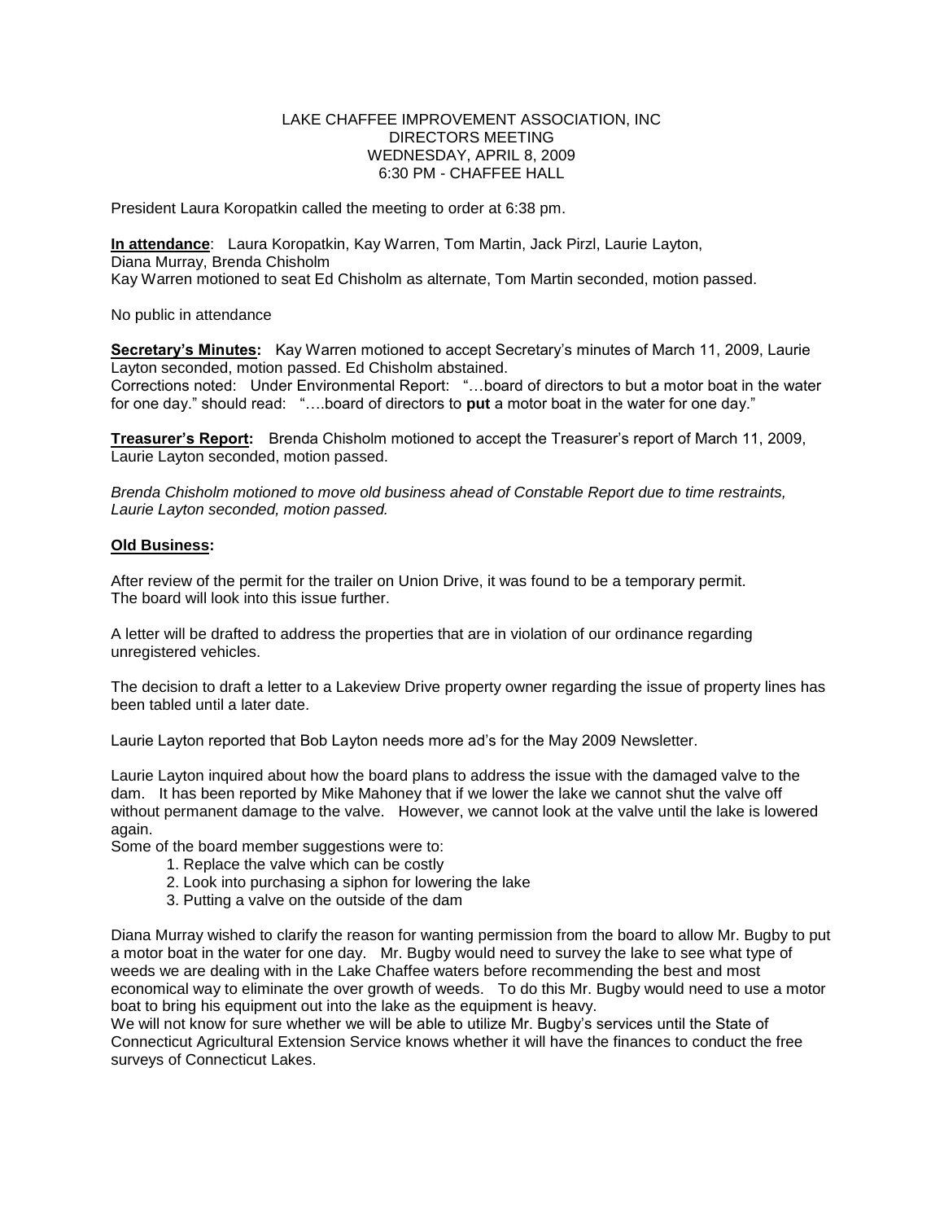LAKE CHAFFEE IMPROVEMENT ASSOCIATION, INC
DIRECTORS MEETING
WEDNESDAY, APRIL 8, 2009
6:30 PM - CHAFFEE HALL

President Laura Koropatkin called the meeting to order at 6:38 pm.

**In attendance**: Laura Koropatkin, Kay Warren, Tom Martin, Jack Pirzl, Laurie Layton, Diana Murray, Brenda Chisholm
Kay Warren motioned to seat Ed Chisholm as alternate, Tom Martin seconded, motion passed.

No public in attendance

**Secretary's Minutes:** Kay Warren motioned to accept Secretary's minutes of March 11, 2009, Laurie Layton seconded, motion passed. Ed Chisholm abstained.
Corrections noted: Under Environmental Report: "…board of directors to but a motor boat in the water for one day." should read: "….board of directors to **put** a motor boat in the water for one day."

**Treasurer's Report:** Brenda Chisholm motioned to accept the Treasurer's report of March 11, 2009, Laurie Layton seconded, motion passed.

*Brenda Chisholm motioned to move old business ahead of Constable Report due to time restraints, Laurie Layton seconded, motion passed.*

**Old Business:**

After review of the permit for the trailer on Union Drive, it was found to be a temporary permit. The board will look into this issue further.

A letter will be drafted to address the properties that are in violation of our ordinance regarding unregistered vehicles.

The decision to draft a letter to a Lakeview Drive property owner regarding the issue of property lines has been tabled until a later date.

Laurie Layton reported that Bob Layton needs more ad's for the May 2009 Newsletter.

Laurie Layton inquired about how the board plans to address the issue with the damaged valve to the dam. It has been reported by Mike Mahoney that if we lower the lake we cannot shut the valve off without permanent damage to the valve. However, we cannot look at the valve until the lake is lowered again.
Some of the board member suggestions were to:

1. Replace the valve which can be costly
2. Look into purchasing a siphon for lowering the lake
3. Putting a valve on the outside of the dam

Diana Murray wished to clarify the reason for wanting permission from the board to allow Mr. Bugby to put a motor boat in the water for one day. Mr. Bugby would need to survey the lake to see what type of weeds we are dealing with in the Lake Chaffee waters before recommending the best and most economical way to eliminate the over growth of weeds. To do this Mr. Bugby would need to use a motor boat to bring his equipment out into the lake as the equipment is heavy.
We will not know for sure whether we will be able to utilize Mr. Bugby's services until the State of Connecticut Agricultural Extension Service knows whether it will have the finances to conduct the free surveys of Connecticut Lakes.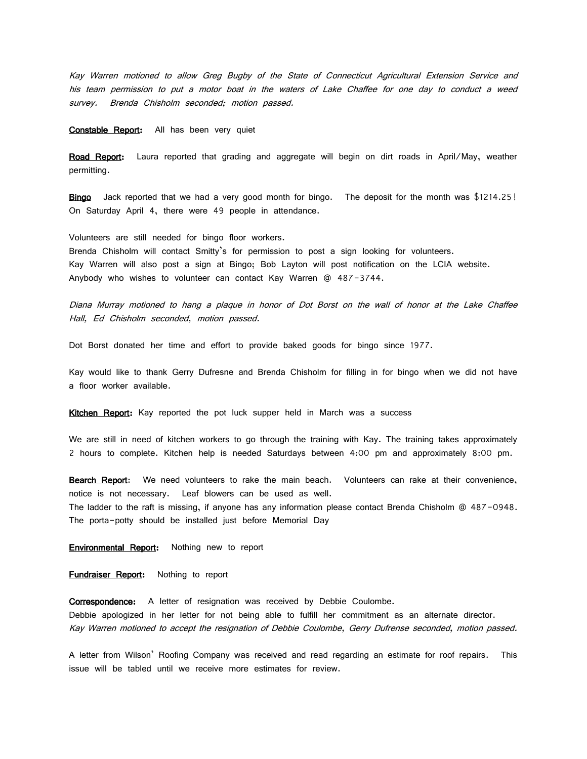*Kay Warren motioned to allow Greg Bugby of the State of Connecticut Agricultural Extension Service and his team permission to put a motor boat in the waters of Lake Chaffee for one day to conduct a weed survey. Brenda Chisholm seconded; motion passed.*

**Constable Report:** All has been very quiet

**Road Report:** Laura reported that grading and aggregate will begin on dirt roads in April/May, weather permitting.

**Bingo** Jack reported that we had a very good month for bingo. The deposit for the month was $1214.25! On Saturday April 4, there were 49 people in attendance.

Volunteers are still needed for bingo floor workers.
Brenda Chisholm will contact Smitty's for permission to post a sign looking for volunteers.
Kay Warren will also post a sign at Bingo; Bob Layton will post notification on the LCIA website.
Anybody who wishes to volunteer can contact Kay Warren @ 487-3744.

*Diana Murray motioned to hang a plaque in honor of Dot Borst on the wall of honor at the Lake Chaffee Hall, Ed Chisholm seconded, motion passed.*

Dot Borst donated her time and effort to provide baked goods for bingo since 1977.

Kay would like to thank Gerry Dufresne and Brenda Chisholm for filling in for bingo when we did not have a floor worker available.

**Kitchen Report:** Kay reported the pot luck supper held in March was a success

We are still in need of kitchen workers to go through the training with Kay. The training takes approximately 2 hours to complete. Kitchen help is needed Saturdays between 4:00 pm and approximately 8:00 pm.

**Bearch Report:** We need volunteers to rake the main beach. Volunteers can rake at their convenience, notice is not necessary. Leaf blowers can be used as well.
The ladder to the raft is missing, if anyone has any information please contact Brenda Chisholm @ 487-0948.
The porta-potty should be installed just before Memorial Day

**Environmental Report:** Nothing new to report

**Fundraiser Report:** Nothing to report

**Correspondence:** A letter of resignation was received by Debbie Coulombe.
Debbie apologized in her letter for not being able to fulfill her commitment as an alternate director.
*Kay Warren motioned to accept the resignation of Debbie Coulombe, Gerry Dufrense seconded, motion passed.*

A letter from Wilson' Roofing Company was received and read regarding an estimate for roof repairs. This issue will be tabled until we receive more estimates for review.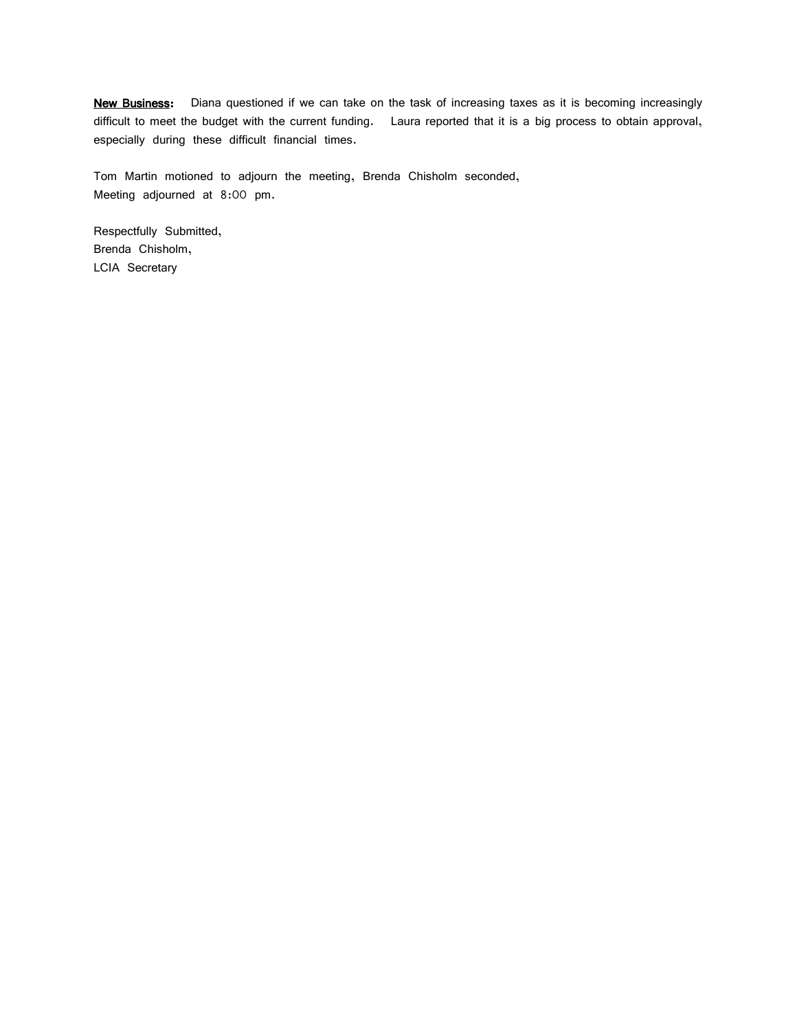**New Business:** Diana questioned if we can take on the task of increasing taxes as it is becoming increasingly difficult to meet the budget with the current funding. Laura reported that it is a big process to obtain approval, especially during these difficult financial times.

Tom Martin motioned to adjourn the meeting, Brenda Chisholm seconded,
Meeting adjourned at 8:00 pm.

Respectfully Submitted,
Brenda Chisholm,
LCIA Secretary